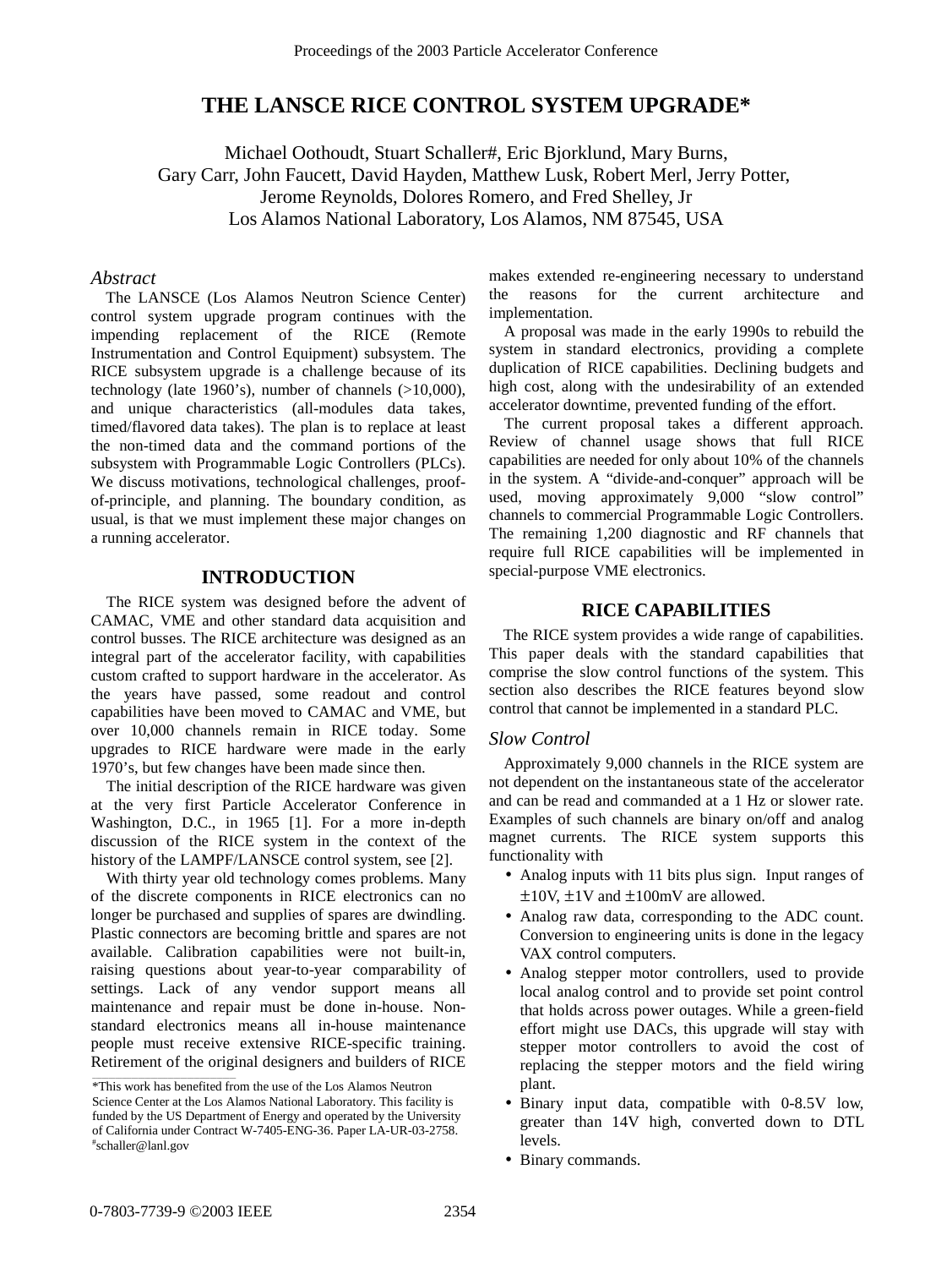# THE LANSCE RICE CONTROL SYSTEM UPGRADE*

Michael Oothoudt, Stuart Schaller#, Eric Bjorklund, Mary Burns,
Gary Carr, John Faucett, David Hayden, Matthew Lusk, Robert Merl, Jerry Potter,
Jerome Reynolds, Dolores Romero, and Fred Shelley, Jr
Los Alamos National Laboratory, Los Alamos, NM 87545, USA

### *Abstract*

The LANSCE (Los Alamos Neutron Science Center) control system upgrade program continues with the impending replacement of the RICE (Remote Instrumentation and Control Equipment) subsystem. The RICE subsystem upgrade is a challenge because of its technology (late 1960's), number of channels (>10,000), and unique characteristics (all-modules data takes, timed/flavored data takes). The plan is to replace at least the non-timed data and the command portions of the subsystem with Programmable Logic Controllers (PLCs). We discuss motivations, technological challenges, proof-of-principle, and planning. The boundary condition, as usual, is that we must implement these major changes on a running accelerator.

## INTRODUCTION

The RICE system was designed before the advent of CAMAC, VME and other standard data acquisition and control busses. The RICE architecture was designed as an integral part of the accelerator facility, with capabilities custom crafted to support hardware in the accelerator. As the years have passed, some readout and control capabilities have been moved to CAMAC and VME, but over 10,000 channels remain in RICE today. Some upgrades to RICE hardware were made in the early 1970's, but few changes have been made since then.

The initial description of the RICE hardware was given at the very first Particle Accelerator Conference in Washington, D.C., in 1965 [1]. For a more in-depth discussion of the RICE system in the context of the history of the LAMPF/LANSCE control system, see [2].

With thirty year old technology comes problems. Many of the discrete components in RICE electronics can no longer be purchased and supplies of spares are dwindling. Plastic connectors are becoming brittle and spares are not available. Calibration capabilities were not built-in, raising questions about year-to-year comparability of settings. Lack of any vendor support means all maintenance and repair must be done in-house. Non-standard electronics means all in-house maintenance people must receive extensive RICE-specific training. Retirement of the original designers and builders of RICE makes extended re-engineering necessary to understand the reasons for the current architecture and implementation.

A proposal was made in the early 1990s to rebuild the system in standard electronics, providing a complete duplication of RICE capabilities. Declining budgets and high cost, along with the undesirability of an extended accelerator downtime, prevented funding of the effort.

The current proposal takes a different approach. Review of channel usage shows that full RICE capabilities are needed for only about 10% of the channels in the system. A "divide-and-conquer" approach will be used, moving approximately 9,000 "slow control" channels to commercial Programmable Logic Controllers. The remaining 1,200 diagnostic and RF channels that require full RICE capabilities will be implemented in special-purpose VME electronics.

## RICE CAPABILITIES

The RICE system provides a wide range of capabilities. This paper deals with the standard capabilities that comprise the slow control functions of the system. This section also describes the RICE features beyond slow control that cannot be implemented in a standard PLC.

### *Slow Control*

Approximately 9,000 channels in the RICE system are not dependent on the instantaneous state of the accelerator and can be read and commanded at a 1 Hz or slower rate. Examples of such channels are binary on/off and analog magnet currents. The RICE system supports this functionality with

- Analog inputs with 11 bits plus sign. Input ranges of $\pm$10V, $\pm$1V and $\pm$100mV are allowed.
- Analog raw data, corresponding to the ADC count. Conversion to engineering units is done in the legacy VAX control computers.
- Analog stepper motor controllers, used to provide local analog control and to provide set point control that holds across power outages. While a green-field effort might use DACs, this upgrade will stay with stepper motor controllers to avoid the cost of replacing the stepper motors and the field wiring plant.
- Binary input data, compatible with 0-8.5V low, greater than 14V high, converted down to DTL levels.
- Binary commands.

---

*This work has benefited from the use of the Los Alamos Neutron Science Center at the Los Alamos National Laboratory. This facility is funded by the US Department of Energy and operated by the University of California under Contract W-7405-ENG-36. Paper LA-UR-03-2758.
#schaller@lanl.gov

0-7803-7739-9 ©2003 IEEE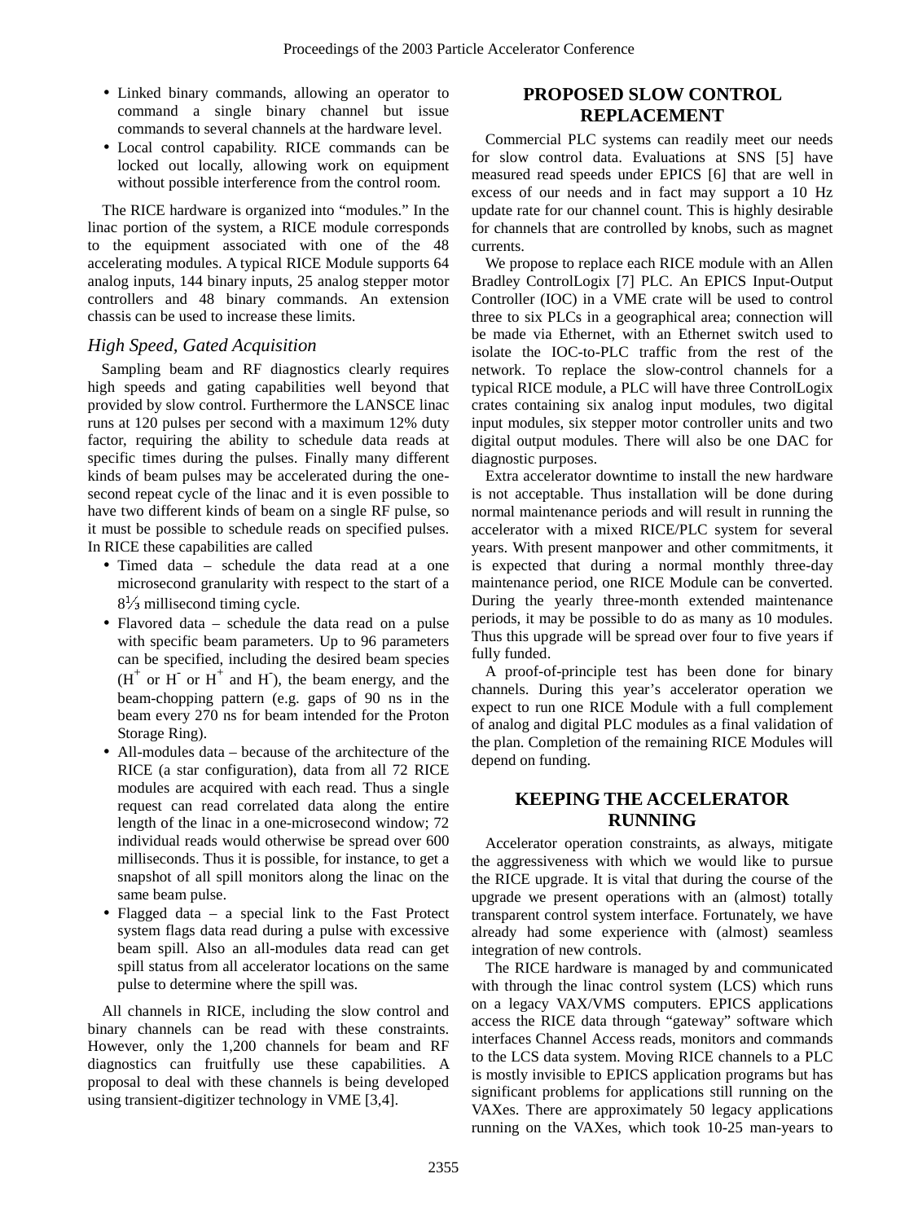- Linked binary commands, allowing an operator to command a single binary channel but issue commands to several channels at the hardware level.
- Local control capability. RICE commands can be locked out locally, allowing work on equipment without possible interference from the control room.

The RICE hardware is organized into "modules." In the linac portion of the system, a RICE module corresponds to the equipment associated with one of the 48 accelerating modules. A typical RICE Module supports 64 analog inputs, 144 binary inputs, 25 analog stepper motor controllers and 48 binary commands. An extension chassis can be used to increase these limits.

### *High Speed, Gated Acquisition*

Sampling beam and RF diagnostics clearly requires high speeds and gating capabilities well beyond that provided by slow control. Furthermore the LANSCE linac runs at 120 pulses per second with a maximum 12% duty factor, requiring the ability to schedule data reads at specific times during the pulses. Finally many different kinds of beam pulses may be accelerated during the one-second repeat cycle of the linac and it is even possible to have two different kinds of beam on a single RF pulse, so it must be possible to schedule reads on specified pulses. In RICE these capabilities are called

- Timed data – schedule the data read at a one microsecond granularity with respect to the start of a 8⅓ millisecond timing cycle.
- Flavored data – schedule the data read on a pulse with specific beam parameters. Up to 96 parameters can be specified, including the desired beam species ($H^+$ or $H^-$ or $H^+$ and $H^-$), the beam energy, and the beam-chopping pattern (e.g. gaps of 90 ns in the beam every 270 ns for beam intended for the Proton Storage Ring).
- All-modules data – because of the architecture of the RICE (a star configuration), data from all 72 RICE modules are acquired with each read. Thus a single request can read correlated data along the entire length of the linac in a one-microsecond window; 72 individual reads would otherwise be spread over 600 milliseconds. Thus it is possible, for instance, to get a snapshot of all spill monitors along the linac on the same beam pulse.
- Flagged data – a special link to the Fast Protect system flags data read during a pulse with excessive beam spill. Also an all-modules data read can get spill status from all accelerator locations on the same pulse to determine where the spill was.

All channels in RICE, including the slow control and binary channels can be read with these constraints. However, only the 1,200 channels for beam and RF diagnostics can fruitfully use these capabilities. A proposal to deal with these channels is being developed using transient-digitizer technology in VME [3,4].

## PROPOSED SLOW CONTROL REPLACEMENT

Commercial PLC systems can readily meet our needs for slow control data. Evaluations at SNS [5] have measured read speeds under EPICS [6] that are well in excess of our needs and in fact may support a 10 Hz update rate for our channel count. This is highly desirable for channels that are controlled by knobs, such as magnet currents.

We propose to replace each RICE module with an Allen Bradley ControlLogix [7] PLC. An EPICS Input-Output Controller (IOC) in a VME crate will be used to control three to six PLCs in a geographical area; connection will be made via Ethernet, with an Ethernet switch used to isolate the IOC-to-PLC traffic from the rest of the network. To replace the slow-control channels for a typical RICE module, a PLC will have three ControlLogix crates containing six analog input modules, two digital input modules, six stepper motor controller units and two digital output modules. There will also be one DAC for diagnostic purposes.

Extra accelerator downtime to install the new hardware is not acceptable. Thus installation will be done during normal maintenance periods and will result in running the accelerator with a mixed RICE/PLC system for several years. With present manpower and other commitments, it is expected that during a normal monthly three-day maintenance period, one RICE Module can be converted. During the yearly three-month extended maintenance periods, it may be possible to do as many as 10 modules. Thus this upgrade will be spread over four to five years if fully funded.

A proof-of-principle test has been done for binary channels. During this year's accelerator operation we expect to run one RICE Module with a full complement of analog and digital PLC modules as a final validation of the plan. Completion of the remaining RICE Modules will depend on funding.

## KEEPING THE ACCELERATOR RUNNING

Accelerator operation constraints, as always, mitigate the aggressiveness with which we would like to pursue the RICE upgrade. It is vital that during the course of the upgrade we present operations with an (almost) totally transparent control system interface. Fortunately, we have already had some experience with (almost) seamless integration of new controls.

The RICE hardware is managed by and communicated with through the linac control system (LCS) which runs on a legacy VAX/VMS computers. EPICS applications access the RICE data through "gateway" software which interfaces Channel Access reads, monitors and commands to the LCS data system. Moving RICE channels to a PLC is mostly invisible to EPICS application programs but has significant problems for applications still running on the VAXes. There are approximately 50 legacy applications running on the VAXes, which took 10-25 man-years to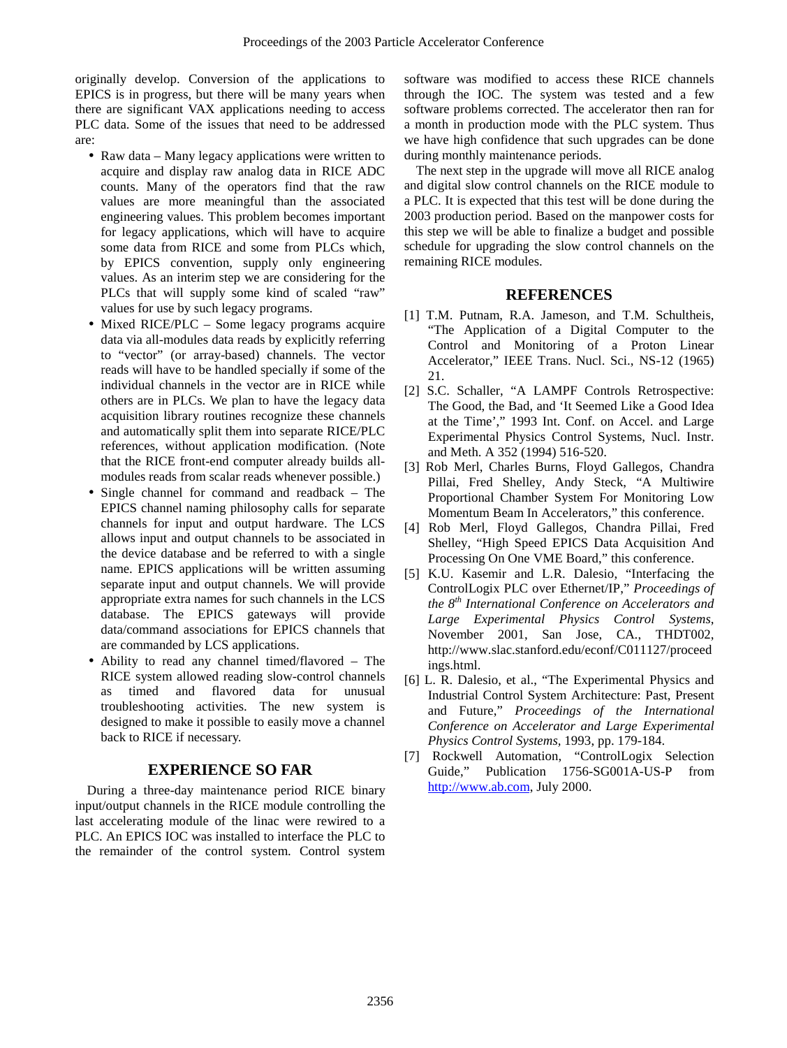originally develop. Conversion of the applications to EPICS is in progress, but there will be many years when there are significant VAX applications needing to access PLC data. Some of the issues that need to be addressed are:

- Raw data – Many legacy applications were written to acquire and display raw analog data in RICE ADC counts. Many of the operators find that the raw values are more meaningful than the associated engineering values. This problem becomes important for legacy applications, which will have to acquire some data from RICE and some from PLCs which, by EPICS convention, supply only engineering values. As an interim step we are considering for the PLCs that will supply some kind of scaled "raw" values for use by such legacy programs.
- Mixed RICE/PLC – Some legacy programs acquire data via all-modules data reads by explicitly referring to "vector" (or array-based) channels. The vector reads will have to be handled specially if some of the individual channels in the vector are in RICE while others are in PLCs. We plan to have the legacy data acquisition library routines recognize these channels and automatically split them into separate RICE/PLC references, without application modification. (Note that the RICE front-end computer already builds all-modules reads from scalar reads whenever possible.)
- Single channel for command and readback – The EPICS channel naming philosophy calls for separate channels for input and output hardware. The LCS allows input and output channels to be associated in the device database and be referred to with a single name. EPICS applications will be written assuming separate input and output channels. We will provide appropriate extra names for such channels in the LCS database. The EPICS gateways will provide data/command associations for EPICS channels that are commanded by LCS applications.
- Ability to read any channel timed/flavored – The RICE system allowed reading slow-control channels as timed and flavored data for unusual troubleshooting activities. The new system is designed to make it possible to easily move a channel back to RICE if necessary.

## EXPERIENCE SO FAR

During a three-day maintenance period RICE binary input/output channels in the RICE module controlling the last accelerating module of the linac were rewired to a PLC. An EPICS IOC was installed to interface the PLC to the remainder of the control system. Control system software was modified to access these RICE channels through the IOC. The system was tested and a few software problems corrected. The accelerator then ran for a month in production mode with the PLC system. Thus we have high confidence that such upgrades can be done during monthly maintenance periods.

The next step in the upgrade will move all RICE analog and digital slow control channels on the RICE module to a PLC. It is expected that this test will be done during the 2003 production period. Based on the manpower costs for this step we will be able to finalize a budget and possible schedule for upgrading the slow control channels on the remaining RICE modules.

## REFERENCES

[1] T.M. Putnam, R.A. Jameson, and T.M. Schultheis, "The Application of a Digital Computer to the Control and Monitoring of a Proton Linear Accelerator," IEEE Trans. Nucl. Sci., NS-12 (1965) 21.

[2] S.C. Schaller, "A LAMPF Controls Retrospective: The Good, the Bad, and 'It Seemed Like a Good Idea at the Time'," 1993 Int. Conf. on Accel. and Large Experimental Physics Control Systems, Nucl. Instr. and Meth. A 352 (1994) 516-520.

[3] Rob Merl, Charles Burns, Floyd Gallegos, Chandra Pillai, Fred Shelley, Andy Steck, "A Multiwire Proportional Chamber System For Monitoring Low Momentum Beam In Accelerators," this conference.

[4] Rob Merl, Floyd Gallegos, Chandra Pillai, Fred Shelley, "High Speed EPICS Data Acquisition And Processing On One VME Board," this conference.

[5] K.U. Kasemir and L.R. Dalesio, "Interfacing the ControlLogix PLC over Ethernet/IP," *Proceedings of the 8th International Conference on Accelerators and Large Experimental Physics Control Systems*, November 2001, San Jose, CA., THDT002, http://www.slac.stanford.edu/econf/C011127/proceedings.html.

[6] L. R. Dalesio, et al., "The Experimental Physics and Industrial Control System Architecture: Past, Present and Future," *Proceedings of the International Conference on Accelerator and Large Experimental Physics Control Systems*, 1993, pp. 179-184.

[7] Rockwell Automation, "ControlLogix Selection Guide," Publication 1756-SG001A-US-P from http://www.ab.com, July 2000.